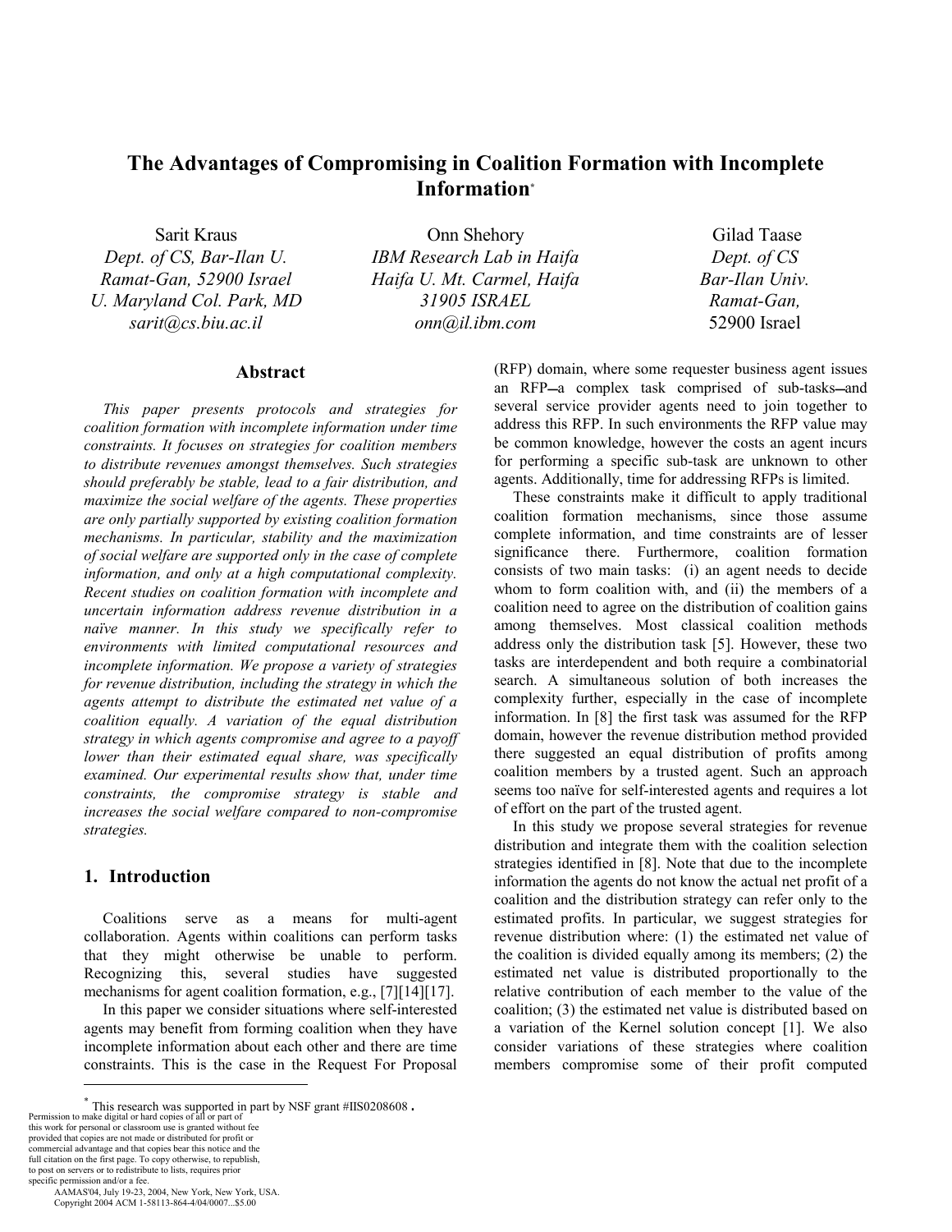# The Advantages of Compromising in Coalition Formation with Incomplete Information*

Sarit Kraus
*Dept. of CS, Bar-Ilan U.*
*Ramat-Gan, 52900 Israel*
*U. Maryland Col. Park, MD*
*sarit@cs.biu.ac.il*

Onn Shehory
*IBM Research Lab in Haifa*
*Haifa U. Mt. Carmel, Haifa*
*31905 ISRAEL*
*onn@il.ibm.com*

Gilad Taase
*Dept. of CS*
*Bar-Ilan Univ.*
*Ramat-Gan,*
52900 Israel

## Abstract

*This paper presents protocols and strategies for coalition formation with incomplete information under time constraints. It focuses on strategies for coalition members to distribute revenues amongst themselves. Such strategies should preferably be stable, lead to a fair distribution, and maximize the social welfare of the agents. These properties are only partially supported by existing coalition formation mechanisms. In particular, stability and the maximization of social welfare are supported only in the case of complete information, and only at a high computational complexity. Recent studies on coalition formation with incomplete and uncertain information address revenue distribution in a naïve manner. In this study we specifically refer to environments with limited computational resources and incomplete information. We propose a variety of strategies for revenue distribution, including the strategy in which the agents attempt to distribute the estimated net value of a coalition equally. A variation of the equal distribution strategy in which agents compromise and agree to a payoff lower than their estimated equal share, was specifically examined. Our experimental results show that, under time constraints, the compromise strategy is stable and increases the social welfare compared to non-compromise strategies.*

## 1. Introduction

Coalitions serve as a means for multi-agent collaboration. Agents within coalitions can perform tasks that they might otherwise be unable to perform. Recognizing this, several studies have suggested mechanisms for agent coalition formation, e.g., [7][14][17].

In this paper we consider situations where self-interested agents may benefit from forming coalition when they have incomplete information about each other and there are time constraints. This is the case in the Request For Proposal (RFP) domain, where some requester business agent issues an RFP—a complex task comprised of sub-tasks—and several service provider agents need to join together to address this RFP. In such environments the RFP value may be common knowledge, however the costs an agent incurs for performing a specific sub-task are unknown to other agents. Additionally, time for addressing RFPs is limited.

These constraints make it difficult to apply traditional coalition formation mechanisms, since those assume complete information, and time constraints are of lesser significance there. Furthermore, coalition formation consists of two main tasks: (i) an agent needs to decide whom to form coalition with, and (ii) the members of a coalition need to agree on the distribution of coalition gains among themselves. Most classical coalition methods address only the distribution task [5]. However, these two tasks are interdependent and both require a combinatorial search. A simultaneous solution of both increases the complexity further, especially in the case of incomplete information. In [8] the first task was assumed for the RFP domain, however the revenue distribution method provided there suggested an equal distribution of profits among coalition members by a trusted agent. Such an approach seems too naïve for self-interested agents and requires a lot of effort on the part of the trusted agent.

In this study we propose several strategies for revenue distribution and integrate them with the coalition selection strategies identified in [8]. Note that due to the incomplete information the agents do not know the actual net profit of a coalition and the distribution strategy can refer only to the estimated profits. In particular, we suggest strategies for revenue distribution where: (1) the estimated net value of the coalition is divided equally among its members; (2) the estimated net value is distributed proportionally to the relative contribution of each member to the value of the coalition; (3) the estimated net value is distributed based on a variation of the Kernel solution concept [1]. We also consider variations of these strategies where coalition members compromise some of their profit computed

---

* This research was supported in part by NSF grant #IIS0208608.

Permission to make digital or hard copies of all or part of this work for personal or classroom use is granted without fee provided that copies are not made or distributed for profit or commercial advantage and that copies bear this notice and the full citation on the first page. To copy otherwise, to republish, to post on servers or to redistribute to lists, requires prior specific permission and/or a fee.
AAMAS'04, July 19-23, 2004, New York, New York, USA.
Copyright 2004 ACM 1-58113-864-4/04/0007...$5.00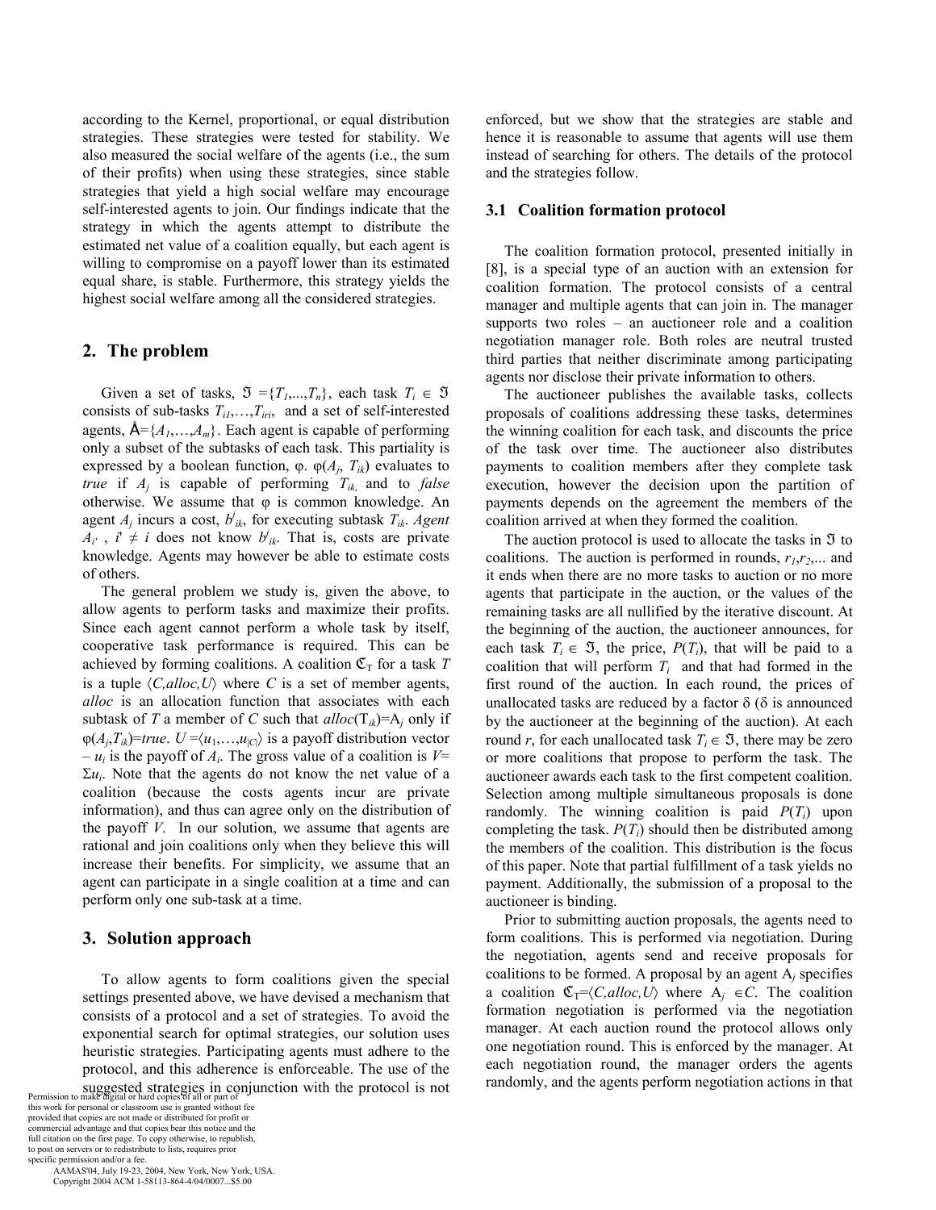according to the Kernel, proportional, or equal distribution strategies. These strategies were tested for stability. We also measured the social welfare of the agents (i.e., the sum of their profits) when using these strategies, since stable strategies that yield a high social welfare may encourage self-interested agents to join. Our findings indicate that the strategy in which the agents attempt to distribute the estimated net value of a coalition equally, but each agent is willing to compromise on a payoff lower than its estimated equal share, is stable. Furthermore, this strategy yields the highest social welfare among all the considered strategies.

## 2. The problem

Given a set of tasks, $\mathfrak{I} = \{T_1,...,T_n\}$, each task $T_i \in \mathfrak{I}$ consists of sub-tasks $T_{i1},\ldots,T_{ir_i}$, and a set of self-interested agents, $\AA=\{A_1,\ldots,A_m\}$. Each agent is capable of performing only a subset of the subtasks of each task. This partiality is expressed by a boolean function, $\varphi$. $\varphi(A_j, T_{ik})$ evaluates to *true* if $A_j$ is capable of performing $T_{ik}$, and to *false* otherwise. We assume that $\varphi$ is common knowledge. An agent $A_j$ incurs a cost, $b^j_{ik}$, for executing subtask $T_{ik}$. *Agent* $A_{i'}$, $i' \neq i$ does not know $b^i_{ik}$. That is, costs are private knowledge. Agents may however be able to estimate costs of others.

The general problem we study is, given the above, to allow agents to perform tasks and maximize their profits. Since each agent cannot perform a whole task by itself, cooperative task performance is required. This can be achieved by forming coalitions. A coalition $\mathfrak{C}_T$ for a task $T$ is a tuple $\langle C,alloc,U\rangle$ where $C$ is a set of member agents, *alloc* is an allocation function that associates with each subtask of $T$ a member of $C$ such that $alloc(T_{ik})=A_j$ only if $\varphi(A_j,T_{ik})=true$. $U=\langle u_1,\ldots,u_{|C|}\rangle$ is a payoff distribution vector – $u_i$ is the payoff of $A_i$. The gross value of a coalition is $V=\Sigma u_i$. Note that the agents do not know the net value of a coalition (because the costs agents incur are private information), and thus can agree only on the distribution of the payoff $V$. In our solution, we assume that agents are rational and join coalitions only when they believe this will increase their benefits. For simplicity, we assume that an agent can participate in a single coalition at a time and can perform only one sub-task at a time.

## 3. Solution approach

To allow agents to form coalitions given the special settings presented above, we have devised a mechanism that consists of a protocol and a set of strategies. To avoid the exponential search for optimal strategies, our solution uses heuristic strategies. Participating agents must adhere to the protocol, and this adherence is enforceable. The use of the suggested strategies in conjunction with the protocol is not enforced, but we show that the strategies are stable and hence it is reasonable to assume that agents will use them instead of searching for others. The details of the protocol and the strategies follow.

### 3.1 Coalition formation protocol

The coalition formation protocol, presented initially in [8], is a special type of an auction with an extension for coalition formation. The protocol consists of a central manager and multiple agents that can join in. The manager supports two roles – an auctioneer role and a coalition negotiation manager role. Both roles are neutral trusted third parties that neither discriminate among participating agents nor disclose their private information to others.

The auctioneer publishes the available tasks, collects proposals of coalitions addressing these tasks, determines the winning coalition for each task, and discounts the price of the task over time. The auctioneer also distributes payments to coalition members after they complete task execution, however the decision upon the partition of payments depends on the agreement the members of the coalition arrived at when they formed the coalition.

The auction protocol is used to allocate the tasks in $\mathfrak{I}$ to coalitions. The auction is performed in rounds, $r_1,r_2,\ldots$ and it ends when there are no more tasks to auction or no more agents that participate in the auction, or the values of the remaining tasks are all nullified by the iterative discount. At the beginning of the auction, the auctioneer announces, for each task $T_i \in \mathfrak{I}$, the price, $P(T_i)$, that will be paid to a coalition that will perform $T_i$ and that had formed in the first round of the auction. In each round, the prices of unallocated tasks are reduced by a factor $\delta$ ($\delta$ is announced by the auctioneer at the beginning of the auction). At each round $r$, for each unallocated task $T_i \in \mathfrak{I}$, there may be zero or more coalitions that propose to perform the task. The auctioneer awards each task to the first competent coalition. Selection among multiple simultaneous proposals is done randomly. The winning coalition is paid $P(T_i)$ upon completing the task. $P(T_i)$ should then be distributed among the members of the coalition. This distribution is the focus of this paper. Note that partial fulfillment of a task yields no payment. Additionally, the submission of a proposal to the auctioneer is binding.

Prior to submitting auction proposals, the agents need to form coalitions. This is performed via negotiation. During the negotiation, agents send and receive proposals for coalitions to be formed. A proposal by an agent $A_j$ specifies a coalition $\mathfrak{C}_T=\langle C,alloc,U\rangle$ where $A_j \in C$. The coalition formation negotiation is performed via the negotiation manager. At each auction round the protocol allows only one negotiation round. This is enforced by the manager. At each negotiation round, the manager orders the agents randomly, and the agents perform negotiation actions in that

Permission to make digital or hard copies of all or part of this work for personal or classroom use is granted without fee provided that copies are not made or distributed for profit or commercial advantage and that copies bear this notice and the full citation on the first page. To copy otherwise, to republish, to post on servers or to redistribute to lists, requires prior specific permission and/or a fee.
AAMAS'04, July 19-23, 2004, New York, New York, USA.
Copyright 2004 ACM 1-58113-864-4/04/0007...$5.00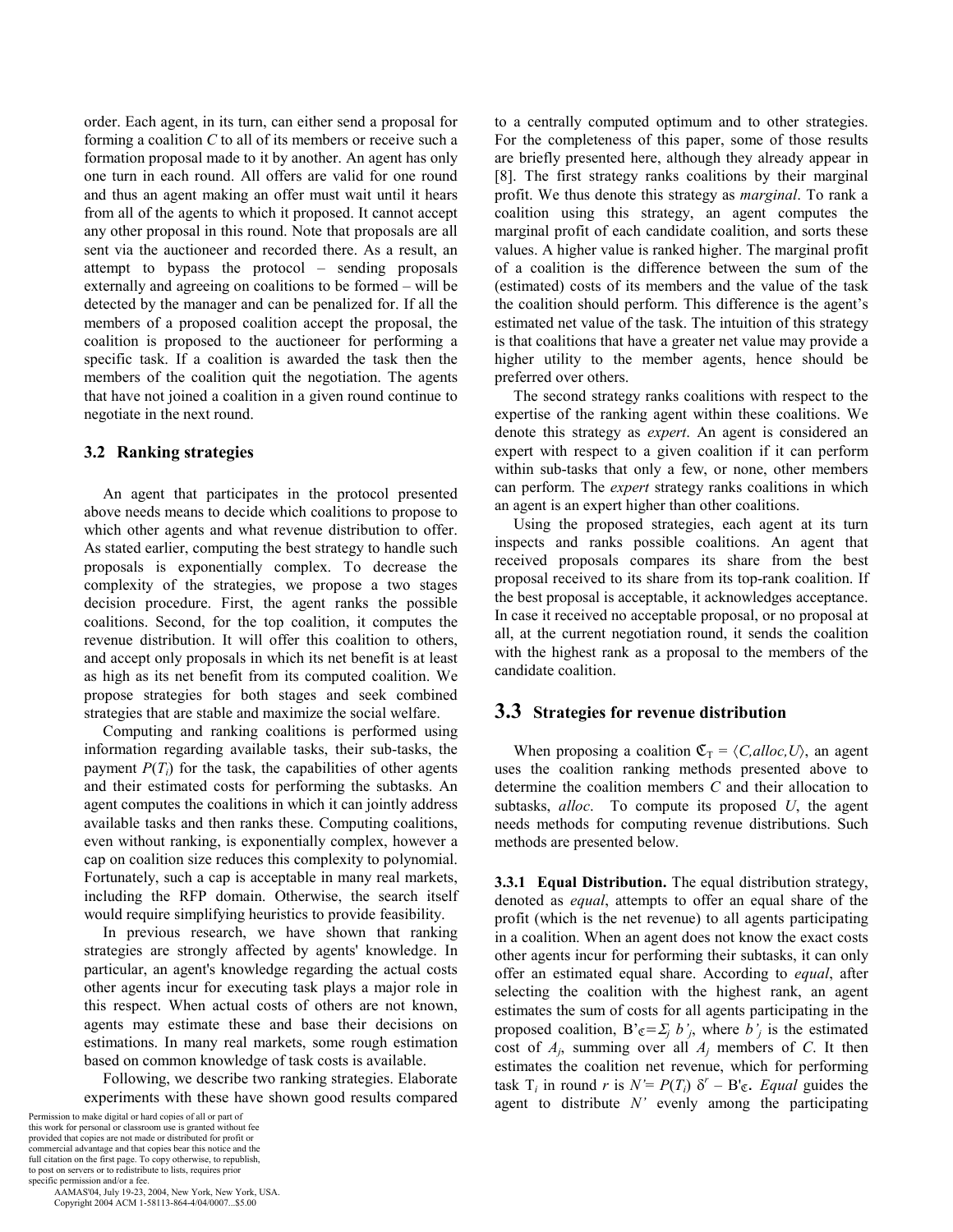order. Each agent, in its turn, can either send a proposal for forming a coalition $C$ to all of its members or receive such a formation proposal made to it by another. An agent has only one turn in each round. All offers are valid for one round and thus an agent making an offer must wait until it hears from all of the agents to which it proposed. It cannot accept any other proposal in this round. Note that proposals are all sent via the auctioneer and recorded there. As a result, an attempt to bypass the protocol – sending proposals externally and agreeing on coalitions to be formed – will be detected by the manager and can be penalized for. If all the members of a proposed coalition accept the proposal, the coalition is proposed to the auctioneer for performing a specific task. If a coalition is awarded the task then the members of the coalition quit the negotiation. The agents that have not joined a coalition in a given round continue to negotiate in the next round.

### 3.2 Ranking strategies

An agent that participates in the protocol presented above needs means to decide which coalitions to propose to which other agents and what revenue distribution to offer. As stated earlier, computing the best strategy to handle such proposals is exponentially complex. To decrease the complexity of the strategies, we propose a two stages decision procedure. First, the agent ranks the possible coalitions. Second, for the top coalition, it computes the revenue distribution. It will offer this coalition to others, and accept only proposals in which its net benefit is at least as high as its net benefit from its computed coalition. We propose strategies for both stages and seek combined strategies that are stable and maximize the social welfare.

Computing and ranking coalitions is performed using information regarding available tasks, their sub-tasks, the payment $P(T_i)$ for the task, the capabilities of other agents and their estimated costs for performing the subtasks. An agent computes the coalitions in which it can jointly address available tasks and then ranks these. Computing coalitions, even without ranking, is exponentially complex, however a cap on coalition size reduces this complexity to polynomial. Fortunately, such a cap is acceptable in many real markets, including the RFP domain. Otherwise, the search itself would require simplifying heuristics to provide feasibility.

In previous research, we have shown that ranking strategies are strongly affected by agents' knowledge. In particular, an agent's knowledge regarding the actual costs other agents incur for executing task plays a major role in this respect. When actual costs of others are not known, agents may estimate these and base their decisions on estimations. In many real markets, some rough estimation based on common knowledge of task costs is available.

Following, we describe two ranking strategies. Elaborate experiments with these have shown good results compared to a centrally computed optimum and to other strategies. For the completeness of this paper, some of those results are briefly presented here, although they already appear in [8]. The first strategy ranks coalitions by their marginal profit. We thus denote this strategy as *marginal*. To rank a coalition using this strategy, an agent computes the marginal profit of each candidate coalition, and sorts these values. A higher value is ranked higher. The marginal profit of a coalition is the difference between the sum of the (estimated) costs of its members and the value of the task the coalition should perform. This difference is the agent's estimated net value of the task. The intuition of this strategy is that coalitions that have a greater net value may provide a higher utility to the member agents, hence should be preferred over others.

The second strategy ranks coalitions with respect to the expertise of the ranking agent within these coalitions. We denote this strategy as *expert*. An agent is considered an expert with respect to a given coalition if it can perform within sub-tasks that only a few, or none, other members can perform. The *expert* strategy ranks coalitions in which an agent is an expert higher than other coalitions.

Using the proposed strategies, each agent at its turn inspects and ranks possible coalitions. An agent that received proposals compares its share from the best proposal received to its share from its top-rank coalition. If the best proposal is acceptable, it acknowledges acceptance. In case it received no acceptable proposal, or no proposal at all, at the current negotiation round, it sends the coalition with the highest rank as a proposal to the members of the candidate coalition.

### 3.3 Strategies for revenue distribution

When proposing a coalition $\mathfrak{C}_T = \langle C, alloc, U \rangle$, an agent uses the coalition ranking methods presented above to determine the coalition members $C$ and their allocation to subtasks, *alloc*. To compute its proposed $U$, the agent needs methods for computing revenue distributions. Such methods are presented below.

**3.3.1 Equal Distribution.** The equal distribution strategy, denoted as *equal*, attempts to offer an equal share of the profit (which is the net revenue) to all agents participating in a coalition. When an agent does not know the exact costs other agents incur for performing their subtasks, it can only offer an estimated equal share. According to *equal*, after selecting the coalition with the highest rank, an agent estimates the sum of costs for all agents participating in the proposed coalition, $B'_{\mathfrak{C}} = \Sigma_j b'_j$, where $b'_j$ is the estimated cost of $A_j$, summing over all $A_j$ members of $C$. It then estimates the coalition net revenue, which for performing task $T_i$ in round $r$ is $N' = P(T_i)\, \delta^r - B'_{\mathfrak{C}}$. *Equal* guides the agent to distribute $N'$ evenly among the participating

Permission to make digital or hard copies of all or part of this work for personal or classroom use is granted without fee provided that copies are not made or distributed for profit or commercial advantage and that copies bear this notice and the full citation on the first page. To copy otherwise, to republish, to post on servers or to redistribute to lists, requires prior specific permission and/or a fee.
AAMAS'04, July 19-23, 2004, New York, New York, USA.
Copyright 2004 ACM 1-58113-864-4/04/0007...$5.00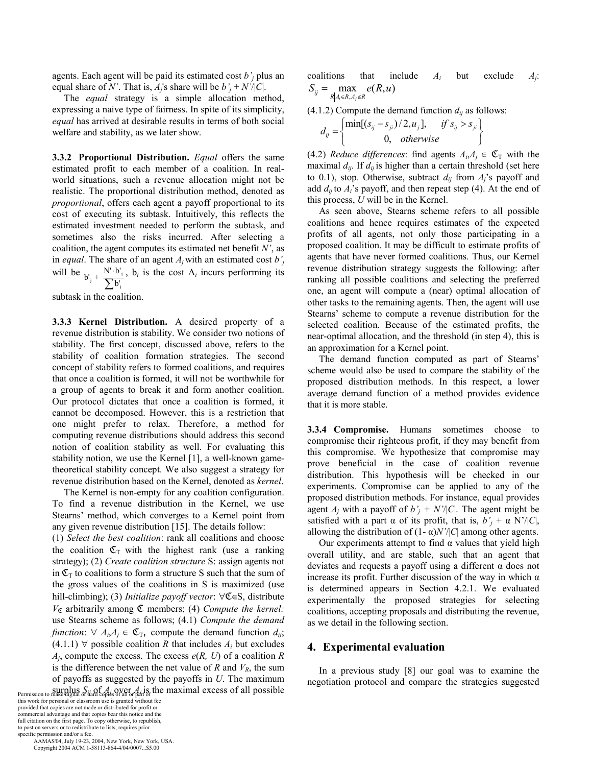agents. Each agent will be paid its estimated cost $b'_j$ plus an equal share of $N'$. That is, $A_j$'s share will be $b'_j + N'/|C|$.

The *equal* strategy is a simple allocation method, expressing a naive type of fairness. In spite of its simplicity, *equal* has arrived at desirable results in terms of both social welfare and stability, as we later show.

**3.3.2 Proportional Distribution.** *Equal* offers the same estimated profit to each member of a coalition. In real-world situations, such a revenue allocation might not be realistic. The proportional distribution method, denoted as *proportional*, offers each agent a payoff proportional to its cost of executing its subtask. Intuitively, this reflects the estimated investment needed to perform the subtask, and sometimes also the risks incurred. After selecting a coalition, the agent computes its estimated net benefit $N'$, as in *equal*. The share of an agent $A_j$ with an estimated cost $b'_j$ will be $b'_j + \frac{N' \cdot b'_j}{\sum b'_i}$, $b_i$ is the cost $A_i$ incurs performing its subtask in the coalition.

**3.3.3 Kernel Distribution.** A desired property of a revenue distribution is stability. We consider two notions of stability. The first concept, discussed above, refers to the stability of coalition formation strategies. The second concept of stability refers to formed coalitions, and requires that once a coalition is formed, it will not be worthwhile for a group of agents to break it and form another coalition. Our protocol dictates that once a coalition is formed, it cannot be decomposed. However, this is a restriction that one might prefer to relax. Therefore, a method for computing revenue distributions should address this second notion of coalition stability as well. For evaluating this stability notion, we use the Kernel [1], a well-known game-theoretical stability concept. We also suggest a strategy for revenue distribution based on the Kernel, denoted as *kernel*.

The Kernel is non-empty for any coalition configuration. To find a revenue distribution in the Kernel, we use Stearns' method, which converges to a Kernel point from any given revenue distribution [15]. The details follow: (1) *Select the best coalition*: rank all coalitions and choose the coalition $\mathfrak{C}_T$ with the highest rank (use a ranking strategy); (2) *Create coalition structure* S: assign agents not in $\mathfrak{C}_T$ to coalitions to form a structure S such that the sum of the gross values of the coalitions in S is maximized (use hill-climbing); (3) *Initialize payoff vector*: $\forall \mathfrak{C} \in S$, distribute $V_{\mathfrak{C}}$ arbitrarily among $\mathfrak{C}$ members; (4) *Compute the kernel:* use Stearns scheme as follows; (4.1) *Compute the demand function*: $\forall A_i, A_j \in \mathfrak{C}_T$, compute the demand function $d_{ij}$; (4.1.1) $\forall$ possible coalition $R$ that includes $A_i$ but excludes $A_j$, compute the excess. The excess $e(R, U)$ of a coalition $R$ is the difference between the net value of $R$ and $V_R$, the sum of payoffs as suggested by the payoffs in $U$. The maximum surplus $S_{ij}$ of $A_i$ over $A_j$ is the maximal excess of all possible coalitions that include $A_i$ but exclude $A_j$: $S_{ij} = \max_{R|A_i \in R, A_j \notin R} e(R,u)$

(4.1.2) Compute the demand function $d_{ij}$ as follows:

$$d_{ij} = \begin{cases} \min[(s_{ij} - s_{ji})/2, u_j], & \text{if } s_{ij} > s_{ji} \\ 0, & \text{otherwise} \end{cases}$$

(4.2) *Reduce differences*: find agents $A_i, A_j \in \mathfrak{C}_T$ with the maximal $d_{ij}$. If $d_{ij}$ is higher than a certain threshold (set here to 0.1), stop. Otherwise, subtract $d_{ij}$ from $A_j$'s payoff and add $d_{ij}$ to $A_i$'s payoff, and then repeat step (4). At the end of this process, $U$ will be in the Kernel.

As seen above, Stearns scheme refers to all possible coalitions and hence requires estimates of the expected profits of all agents, not only those participating in a proposed coalition. It may be difficult to estimate profits of agents that have never formed coalitions. Thus, our Kernel revenue distribution strategy suggests the following: after ranking all possible coalitions and selecting the preferred one, an agent will compute a (near) optimal allocation of other tasks to the remaining agents. Then, the agent will use Stearns' scheme to compute a revenue distribution for the selected coalition. Because of the estimated profits, the near-optimal allocation, and the threshold (in step 4), this is an approximation for a Kernel point.

The demand function computed as part of Stearns' scheme would also be used to compare the stability of the proposed distribution methods. In this respect, a lower average demand function of a method provides evidence that it is more stable.

**3.3.4 Compromise.** Humans sometimes choose to compromise their righteous profit, if they may benefit from this compromise. We hypothesize that compromise may prove beneficial in the case of coalition revenue distribution. This hypothesis will be checked in our experiments. Compromise can be applied to any of the proposed distribution methods. For instance, equal provides agent $A_j$ with a payoff of $b'_j + N'/|C|$. The agent might be satisfied with a part α of its profit, that is, $b'_j + \alpha N'/|C|$, allowing the distribution of $(1-\alpha)N'/|C|$ among other agents.

Our experiments attempt to find α values that yield high overall utility, and are stable, such that an agent that deviates and requests a payoff using a different α does not increase its profit. Further discussion of the way in which α is determined appears in Section 4.2.1. We evaluated experimentally the proposed strategies for selecting coalitions, accepting proposals and distributing the revenue, as we detail in the following section.

## 4. Experimental evaluation

In a previous study [8] our goal was to examine the negotiation protocol and compare the strategies suggested

Permission to make digital or hard copies of all or part of this work for personal or classroom use is granted without fee provided that copies are not made or distributed for profit or commercial advantage and that copies bear this notice and the full citation on the first page. To copy otherwise, to republish, to post on servers or to redistribute to lists, requires prior specific permission and/or a fee.
AAMAS'04, July 19-23, 2004, New York, New York, USA.
Copyright 2004 ACM 1-58113-864-4/04/0007...$5.00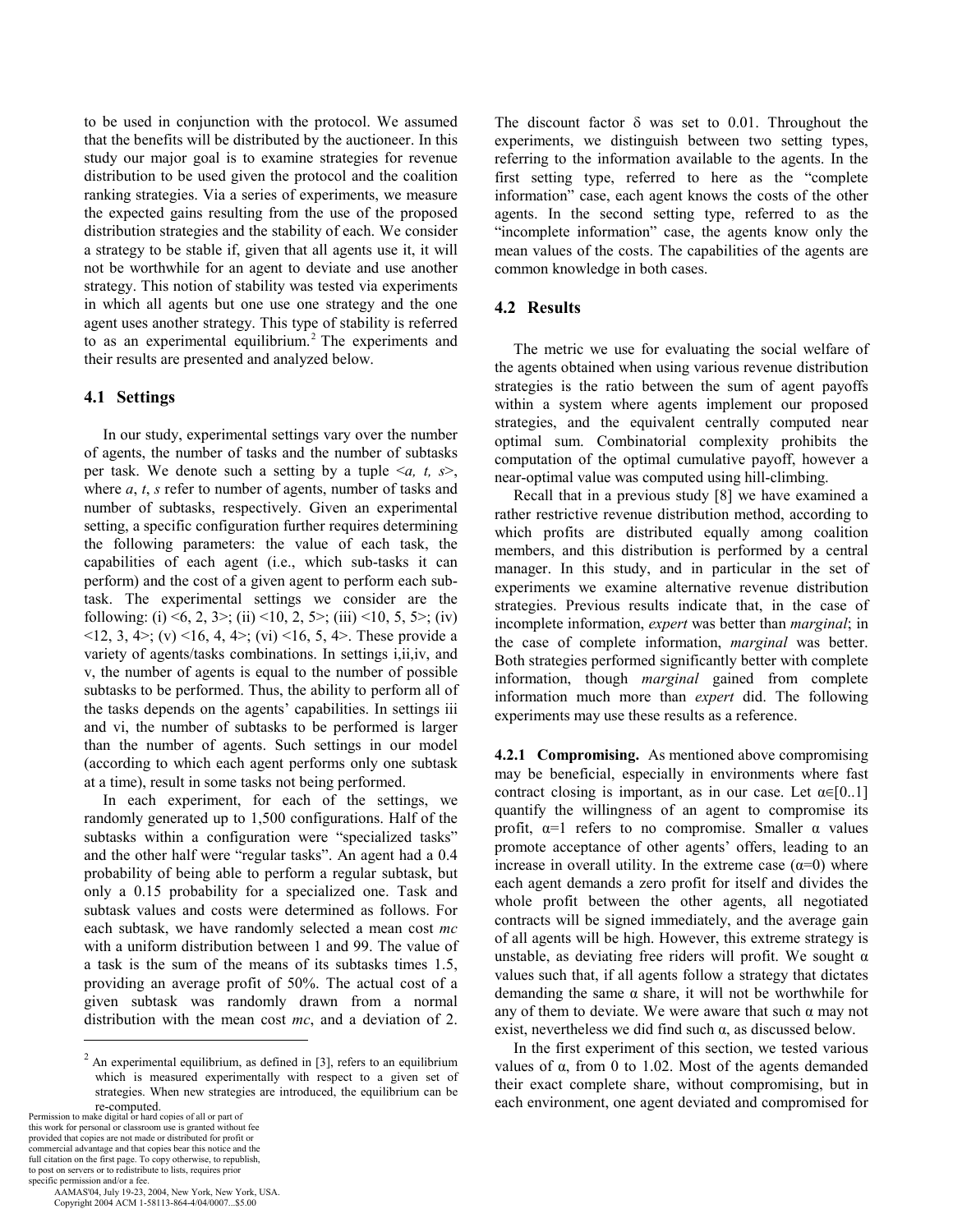to be used in conjunction with the protocol. We assumed that the benefits will be distributed by the auctioneer. In this study our major goal is to examine strategies for revenue distribution to be used given the protocol and the coalition ranking strategies. Via a series of experiments, we measure the expected gains resulting from the use of the proposed distribution strategies and the stability of each. We consider a strategy to be stable if, given that all agents use it, it will not be worthwhile for an agent to deviate and use another strategy. This notion of stability was tested via experiments in which all agents but one use one strategy and the one agent uses another strategy. This type of stability is referred to as an experimental equilibrium.[2] The experiments and their results are presented and analyzed below.

## 4.1 Settings

In our study, experimental settings vary over the number of agents, the number of tasks and the number of subtasks per task. We denote such a setting by a tuple <*a, t, s*>, where *a*, *t*, *s* refer to number of agents, number of tasks and number of subtasks, respectively. Given an experimental setting, a specific configuration further requires determining the following parameters: the value of each task, the capabilities of each agent (i.e., which sub-tasks it can perform) and the cost of a given agent to perform each sub-task. The experimental settings we consider are the following: (i) <6, 2, 3>; (ii) <10, 2, 5>; (iii) <10, 5, 5>; (iv) <12, 3, 4>; (v) <16, 4, 4>; (vi) <16, 5, 4>. These provide a variety of agents/tasks combinations. In settings i,ii,iv, and v, the number of agents is equal to the number of possible subtasks to be performed. Thus, the ability to perform all of the tasks depends on the agents' capabilities. In settings iii and vi, the number of subtasks to be performed is larger than the number of agents. Such settings in our model (according to which each agent performs only one subtask at a time), result in some tasks not being performed.

In each experiment, for each of the settings, we randomly generated up to 1,500 configurations. Half of the subtasks within a configuration were "specialized tasks" and the other half were "regular tasks". An agent had a 0.4 probability of being able to perform a regular subtask, but only a 0.15 probability for a specialized one. Task and subtask values and costs were determined as follows. For each subtask, we have randomly selected a mean cost *mc* with a uniform distribution between 1 and 99. The value of a task is the sum of the means of its subtasks times 1.5, providing an average profit of 50%. The actual cost of a given subtask was randomly drawn from a normal distribution with the mean cost *mc*, and a deviation of 2. The discount factor $\delta$ was set to 0.01. Throughout the experiments, we distinguish between two setting types, referring to the information available to the agents. In the first setting type, referred to here as the "complete information" case, each agent knows the costs of the other agents. In the second setting type, referred to as the "incomplete information" case, the agents know only the mean values of the costs. The capabilities of the agents are common knowledge in both cases.

## 4.2 Results

The metric we use for evaluating the social welfare of the agents obtained when using various revenue distribution strategies is the ratio between the sum of agent payoffs within a system where agents implement our proposed strategies, and the equivalent centrally computed near optimal sum. Combinatorial complexity prohibits the computation of the optimal cumulative payoff, however a near-optimal value was computed using hill-climbing.

Recall that in a previous study [8] we have examined a rather restrictive revenue distribution method, according to which profits are distributed equally among coalition members, and this distribution is performed by a central manager. In this study, and in particular in the set of experiments we examine alternative revenue distribution strategies. Previous results indicate that, in the case of incomplete information, *expert* was better than *marginal*; in the case of complete information, *marginal* was better. Both strategies performed significantly better with complete information, though *marginal* gained from complete information much more than *expert* did. The following experiments may use these results as a reference.

**4.2.1 Compromising.** As mentioned above compromising may be beneficial, especially in environments where fast contract closing is important, as in our case. Let $\alpha \in [0..1]$ quantify the willingness of an agent to compromise its profit, $\alpha=1$ refers to no compromise. Smaller $\alpha$ values promote acceptance of other agents' offers, leading to an increase in overall utility. In the extreme case ($\alpha=0$) where each agent demands a zero profit for itself and divides the whole profit between the other agents, all negotiated contracts will be signed immediately, and the average gain of all agents will be high. However, this extreme strategy is unstable, as deviating free riders will profit. We sought $\alpha$ values such that, if all agents follow a strategy that dictates demanding the same $\alpha$ share, it will not be worthwhile for any of them to deviate. We were aware that such $\alpha$ may not exist, nevertheless we did find such $\alpha$, as discussed below.

In the first experiment of this section, we tested various values of $\alpha$, from 0 to 1.02. Most of the agents demanded their exact complete share, without compromising, but in each environment, one agent deviated and compromised for

[2] An experimental equilibrium, as defined in [3], refers to an equilibrium which is measured experimentally with respect to a given set of strategies. When new strategies are introduced, the equilibrium can be re-computed.

Permission to make digital or hard copies of all or part of this work for personal or classroom use is granted without fee provided that copies are not made or distributed for profit or commercial advantage and that copies bear this notice and the full citation on the first page. To copy otherwise, to republish, to post on servers or to redistribute to lists, requires prior specific permission and/or a fee.
AAMAS'04, July 19-23, 2004, New York, New York, USA.
Copyright 2004 ACM 1-58113-864-4/04/0007...$5.00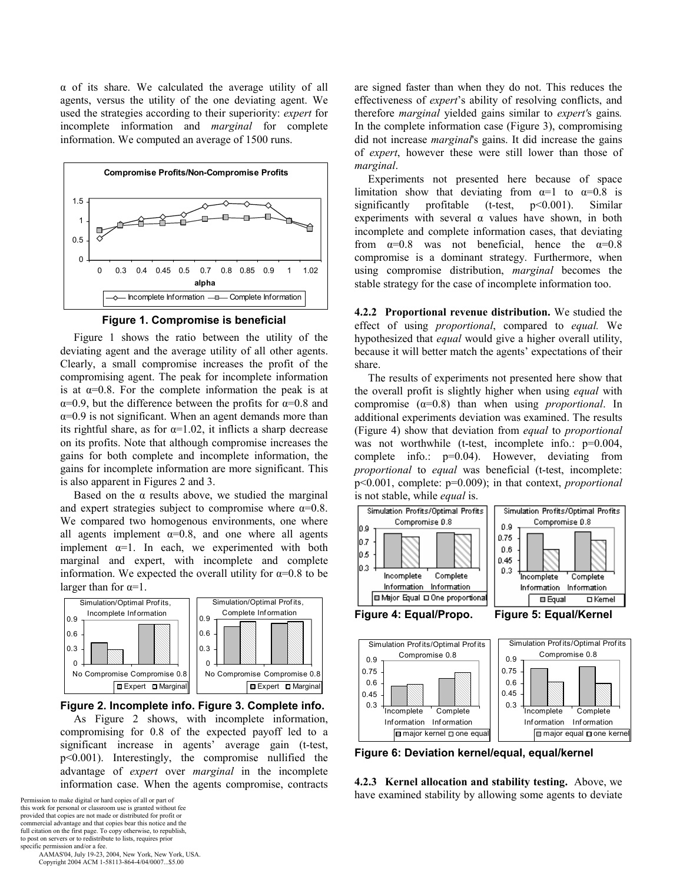α of its share. We calculated the average utility of all agents, versus the utility of the one deviating agent. We used the strategies according to their superiority: *expert* for incomplete information and *marginal* for complete information. We computed an average of 1500 runs.

**Figure 1. Compromise is beneficial**

Figure 1 shows the ratio between the utility of the deviating agent and the average utility of all other agents. Clearly, a small compromise increases the profit of the compromising agent. The peak for incomplete information is at α=0.8. For the complete information the peak is at α=0.9, but the difference between the profits for α=0.8 and α=0.9 is not significant. When an agent demands more than its rightful share, as for α=1.02, it inflicts a sharp decrease on its profits. Note that although compromise increases the gains for both complete and incomplete information, the gains for incomplete information are more significant. This is also apparent in Figures 2 and 3.

Based on the α results above, we studied the marginal and expert strategies subject to compromise where α=0.8. We compared two homogenous environments, one where all agents implement α=0.8, and one where all agents implement α=1. In each, we experimented with both marginal and expert, with incomplete and complete information. We expected the overall utility for α=0.8 to be larger than for α=1.

**Figure 2. Incomplete info. Figure 3. Complete info.**

As Figure 2 shows, with incomplete information, compromising for 0.8 of the expected payoff led to a significant increase in agents' average gain (t-test, p<0.001). Interestingly, the compromise nullified the advantage of *expert* over *marginal* in the incomplete information case. When the agents compromise, contracts are signed faster than when they do not. This reduces the effectiveness of *expert*'s ability of resolving conflicts, and therefore *marginal* yielded gains similar to *expert's* gains. In the complete information case (Figure 3), compromising did not increase *marginal*'s gains. It did increase the gains of *expert*, however these were still lower than those of *marginal*.

Experiments not presented here because of space limitation show that deviating from α=1 to α=0.8 is significantly profitable (t-test, p<0.001). Similar experiments with several α values have shown, in both incomplete and complete information cases, that deviating from α=0.8 was not beneficial, hence the α=0.8 compromise is a dominant strategy. Furthermore, when using compromise distribution, *marginal* becomes the stable strategy for the case of incomplete information too.

**4.2.2 Proportional revenue distribution.** We studied the effect of using *proportional*, compared to *equal.* We hypothesized that *equal* would give a higher overall utility, because it will better match the agents' expectations of their share.

The results of experiments not presented here show that the overall profit is slightly higher when using *equal* with compromise (α=0.8) than when using *proportional*. In additional experiments deviation was examined. The results (Figure 4) show that deviation from *equal* to *proportional* was not worthwhile (t-test, incomplete info.: p=0.004, complete info.: p=0.04). However, deviating from *proportional* to *equal* was beneficial (t-test, incomplete: p<0.001, complete: p=0.009); in that context, *proportional* is not stable, while *equal* is.

**Figure 4: Equal/Propo. Figure 5: Equal/Kernel**

**Figure 6: Deviation kernel/equal, equal/kernel**

**4.2.3 Kernel allocation and stability testing.** Above, we have examined stability by allowing some agents to deviate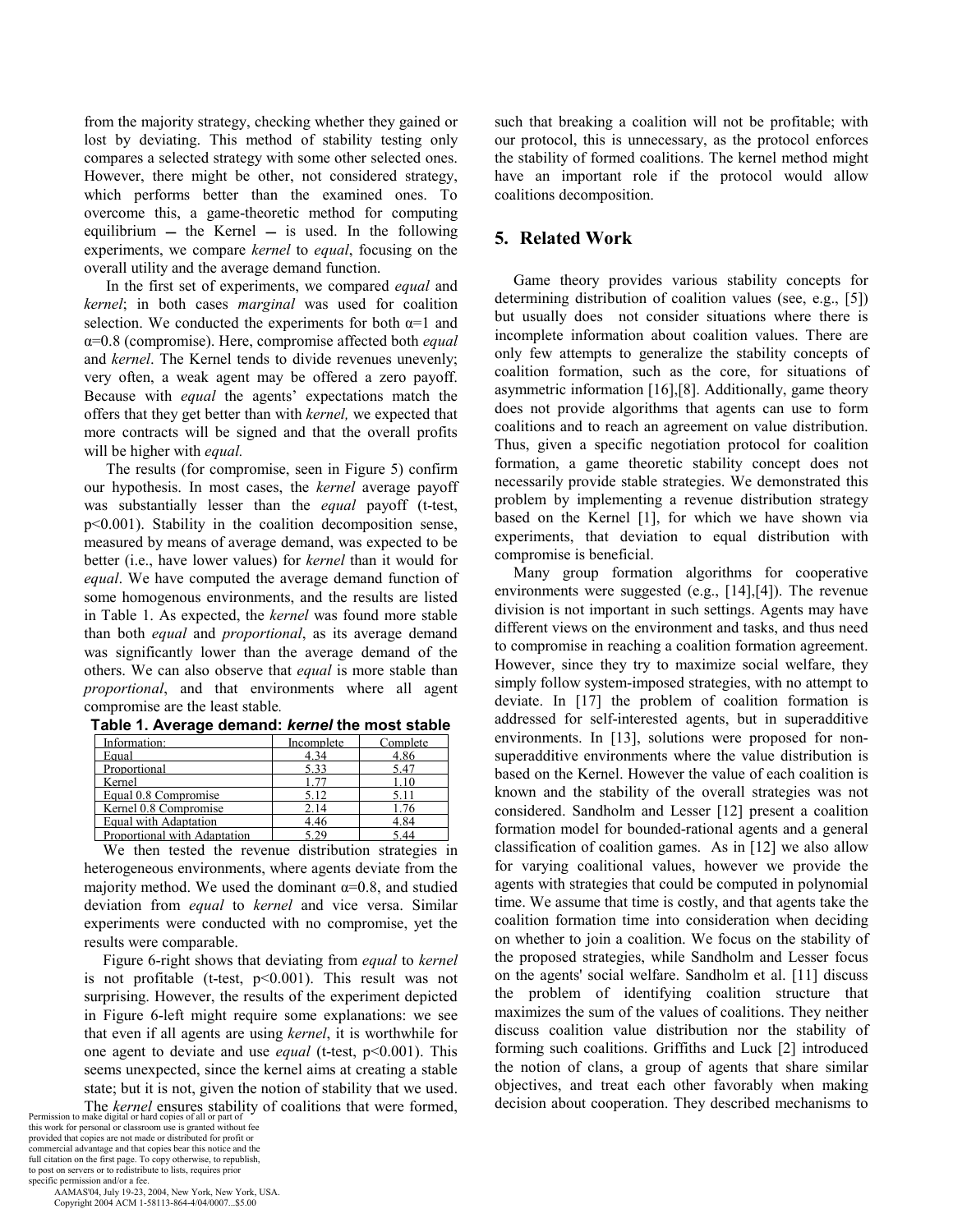from the majority strategy, checking whether they gained or lost by deviating. This method of stability testing only compares a selected strategy with some other selected ones. However, there might be other, not considered strategy, which performs better than the examined ones. To overcome this, a game-theoretic method for computing equilibrium – the Kernel – is used. In the following experiments, we compare *kernel* to *equal*, focusing on the overall utility and the average demand function.

In the first set of experiments, we compared *equal* and *kernel*; in both cases *marginal* was used for coalition selection. We conducted the experiments for both $\alpha=1$ and $\alpha=0.8$ (compromise). Here, compromise affected both *equal* and *kernel*. The Kernel tends to divide revenues unevenly; very often, a weak agent may be offered a zero payoff. Because with *equal* the agents' expectations match the offers that they get better than with *kernel,* we expected that more contracts will be signed and that the overall profits will be higher with *equal.*

The results (for compromise, seen in Figure 5) confirm our hypothesis. In most cases, the *kernel* average payoff was substantially lesser than the *equal* payoff (t-test, $p<0.001$). Stability in the coalition decomposition sense, measured by means of average demand, was expected to be better (i.e., have lower values) for *kernel* than it would for *equal*. We have computed the average demand function of some homogenous environments, and the results are listed in Table 1. As expected, the *kernel* was found more stable than both *equal* and *proportional*, as its average demand was significantly lower than the average demand of the others. We can also observe that *equal* is more stable than *proportional*, and that environments where all agent compromise are the least stable*.*

**Table 1. Average demand: *kernel* the most stable**

| Information: | Incomplete | Complete |
|---|---|---|
| Equal | 4.34 | 4.86 |
| Proportional | 5.33 | 5.47 |
| Kernel | 1.77 | 1.10 |
| Equal 0.8 Compromise | 5.12 | 5.11 |
| Kernel 0.8 Compromise | 2.14 | 1.76 |
| Equal with Adaptation | 4.46 | 4.84 |
| Proportional with Adaptation | 5.29 | 5.44 |

We then tested the revenue distribution strategies in heterogeneous environments, where agents deviate from the majority method. We used the dominant $\alpha=0.8$, and studied deviation from *equal* to *kernel* and vice versa. Similar experiments were conducted with no compromise, yet the results were comparable.

Figure 6-right shows that deviating from *equal* to *kernel* is not profitable (t-test, $p<0.001$). This result was not surprising. However, the results of the experiment depicted in Figure 6-left might require some explanations: we see that even if all agents are using *kernel*, it is worthwhile for one agent to deviate and use *equal* (t-test, $p<0.001$). This seems unexpected, since the kernel aims at creating a stable state; but it is not, given the notion of stability that we used. The *kernel* ensures stability of coalitions that were formed, such that breaking a coalition will not be profitable; with our protocol, this is unnecessary, as the protocol enforces the stability of formed coalitions. The kernel method might have an important role if the protocol would allow coalitions decomposition.

## 5. Related Work

Game theory provides various stability concepts for determining distribution of coalition values (see, e.g., [5]) but usually does not consider situations where there is incomplete information about coalition values. There are only few attempts to generalize the stability concepts of coalition formation, such as the core, for situations of asymmetric information [16],[8]. Additionally, game theory does not provide algorithms that agents can use to form coalitions and to reach an agreement on value distribution. Thus, given a specific negotiation protocol for coalition formation, a game theoretic stability concept does not necessarily provide stable strategies. We demonstrated this problem by implementing a revenue distribution strategy based on the Kernel [1], for which we have shown via experiments, that deviation to equal distribution with compromise is beneficial.

Many group formation algorithms for cooperative environments were suggested (e.g., [14],[4]). The revenue division is not important in such settings. Agents may have different views on the environment and tasks, and thus need to compromise in reaching a coalition formation agreement. However, since they try to maximize social welfare, they simply follow system-imposed strategies, with no attempt to deviate. In [17] the problem of coalition formation is addressed for self-interested agents, but in superadditive environments. In [13], solutions were proposed for non-superadditive environments where the value distribution is based on the Kernel. However the value of each coalition is known and the stability of the overall strategies was not considered. Sandholm and Lesser [12] present a coalition formation model for bounded-rational agents and a general classification of coalition games. As in [12] we also allow for varying coalitional values, however we provide the agents with strategies that could be computed in polynomial time. We assume that time is costly, and that agents take the coalition formation time into consideration when deciding on whether to join a coalition. We focus on the stability of the proposed strategies, while Sandholm and Lesser focus on the agents' social welfare. Sandholm et al. [11] discuss the problem of identifying coalition structure that maximizes the sum of the values of coalitions. They neither discuss coalition value distribution nor the stability of forming such coalitions. Griffiths and Luck [2] introduced the notion of clans, a group of agents that share similar objectives, and treat each other favorably when making decision about cooperation. They described mechanisms to

Permission to make digital or hard copies of all or part of this work for personal or classroom use is granted without fee provided that copies are not made or distributed for profit or commercial advantage and that copies bear this notice and the full citation on the first page. To copy otherwise, to republish, to post on servers or to redistribute to lists, requires prior specific permission and/or a fee.
AAMAS'04, July 19-23, 2004, New York, New York, USA.
Copyright 2004 ACM 1-58113-864-4/04/0007...$5.00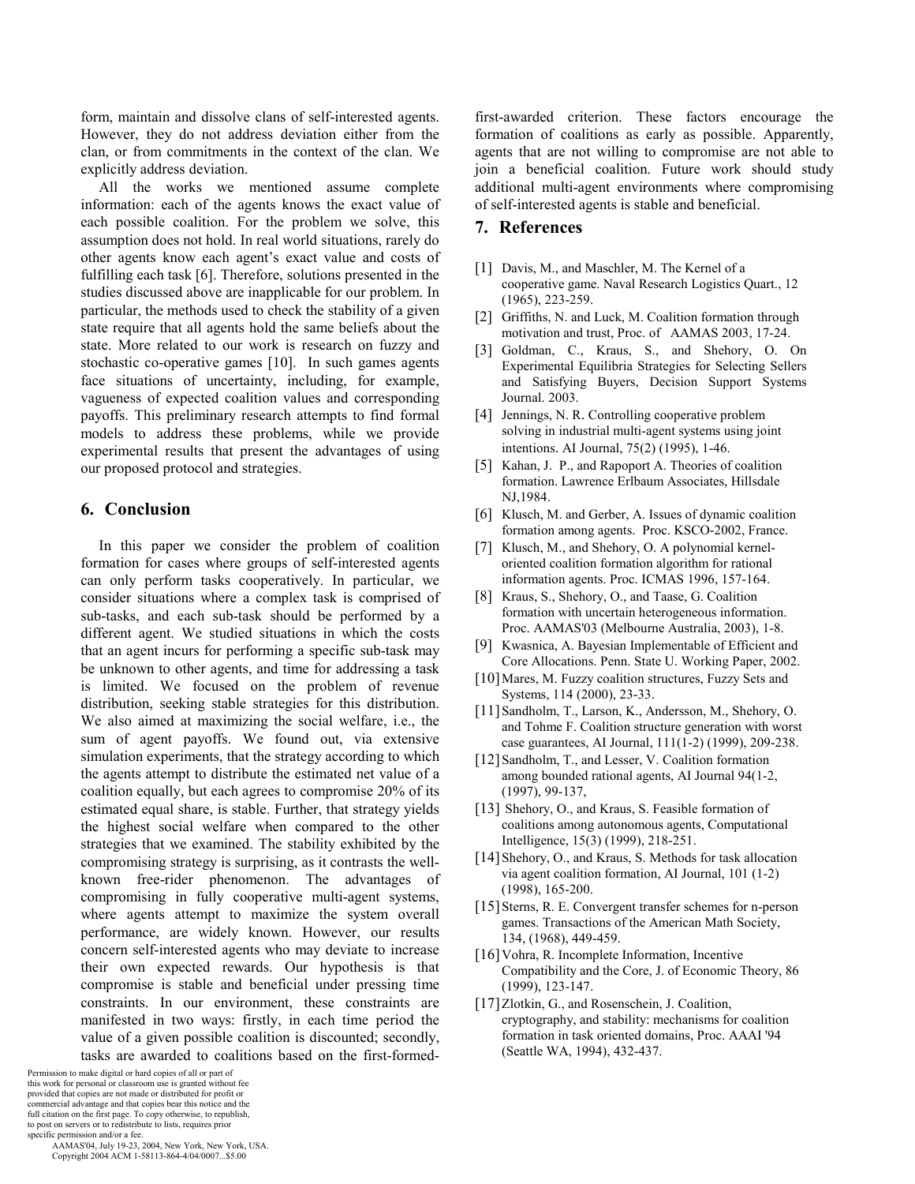form, maintain and dissolve clans of self-interested agents. However, they do not address deviation either from the clan, or from commitments in the context of the clan. We explicitly address deviation.

All the works we mentioned assume complete information: each of the agents knows the exact value of each possible coalition. For the problem we solve, this assumption does not hold. In real world situations, rarely do other agents know each agent's exact value and costs of fulfilling each task [6]. Therefore, solutions presented in the studies discussed above are inapplicable for our problem. In particular, the methods used to check the stability of a given state require that all agents hold the same beliefs about the state. More related to our work is research on fuzzy and stochastic co-operative games [10]. In such games agents face situations of uncertainty, including, for example, vagueness of expected coalition values and corresponding payoffs. This preliminary research attempts to find formal models to address these problems, while we provide experimental results that present the advantages of using our proposed protocol and strategies.

## 6. Conclusion

In this paper we consider the problem of coalition formation for cases where groups of self-interested agents can only perform tasks cooperatively. In particular, we consider situations where a complex task is comprised of sub-tasks, and each sub-task should be performed by a different agent. We studied situations in which the costs that an agent incurs for performing a specific sub-task may be unknown to other agents, and time for addressing a task is limited. We focused on the problem of revenue distribution, seeking stable strategies for this distribution. We also aimed at maximizing the social welfare, i.e., the sum of agent payoffs. We found out, via extensive simulation experiments, that the strategy according to which the agents attempt to distribute the estimated net value of a coalition equally, but each agrees to compromise 20% of its estimated equal share, is stable. Further, that strategy yields the highest social welfare when compared to the other strategies that we examined. The stability exhibited by the compromising strategy is surprising, as it contrasts the well-known free-rider phenomenon. The advantages of compromising in fully cooperative multi-agent systems, where agents attempt to maximize the system overall performance, are widely known. However, our results concern self-interested agents who may deviate to increase their own expected rewards. Our hypothesis is that compromise is stable and beneficial under pressing time constraints. In our environment, these constraints are manifested in two ways: firstly, in each time period the value of a given possible coalition is discounted; secondly, tasks are awarded to coalitions based on the first-formed-first-awarded criterion. These factors encourage the formation of coalitions as early as possible. Apparently, agents that are not willing to compromise are not able to join a beneficial coalition. Future work should study additional multi-agent environments where compromising of self-interested agents is stable and beneficial.

## 7. References

[1] Davis, M., and Maschler, M. The Kernel of a cooperative game. Naval Research Logistics Quart., 12 (1965), 223-259.

[2] Griffiths, N. and Luck, M. Coalition formation through motivation and trust, Proc. of AAMAS 2003, 17-24.

[3] Goldman, C., Kraus, S., and Shehory, O. On Experimental Equilibria Strategies for Selecting Sellers and Satisfying Buyers, Decision Support Systems Journal. 2003.

[4] Jennings, N. R. Controlling cooperative problem solving in industrial multi-agent systems using joint intentions. AI Journal, 75(2) (1995), 1-46.

[5] Kahan, J. P., and Rapoport A. Theories of coalition formation. Lawrence Erlbaum Associates, Hillsdale NJ,1984.

[6] Klusch, M. and Gerber, A. Issues of dynamic coalition formation among agents. Proc. KSCO-2002, France.

[7] Klusch, M., and Shehory, O. A polynomial kernel-oriented coalition formation algorithm for rational information agents. Proc. ICMAS 1996, 157-164.

[8] Kraus, S., Shehory, O., and Taase, G. Coalition formation with uncertain heterogeneous information. Proc. AAMAS'03 (Melbourne Australia, 2003), 1-8.

[9] Kwasnica, A. Bayesian Implementable of Efficient and Core Allocations. Penn. State U. Working Paper, 2002.

[10] Mares, M. Fuzzy coalition structures, Fuzzy Sets and Systems, 114 (2000), 23-33.

[11] Sandholm, T., Larson, K., Andersson, M., Shehory, O. and Tohme F. Coalition structure generation with worst case guarantees, AI Journal, 111(1-2) (1999), 209-238.

[12] Sandholm, T., and Lesser, V. Coalition formation among bounded rational agents, AI Journal 94(1-2, (1997), 99-137,

[13] Shehory, O., and Kraus, S. Feasible formation of coalitions among autonomous agents, Computational Intelligence, 15(3) (1999), 218-251.

[14] Shehory, O., and Kraus, S. Methods for task allocation via agent coalition formation, AI Journal, 101 (1-2) (1998), 165-200.

[15] Sterns, R. E. Convergent transfer schemes for n-person games. Transactions of the American Math Society, 134, (1968), 449-459.

[16] Vohra, R. Incomplete Information, Incentive Compatibility and the Core, J. of Economic Theory, 86 (1999), 123-147.

[17] Zlotkin, G., and Rosenschein, J. Coalition, cryptography, and stability: mechanisms for coalition formation in task oriented domains, Proc. AAAI '94 (Seattle WA, 1994), 432-437.

Permission to make digital or hard copies of all or part of this work for personal or classroom use is granted without fee provided that copies are not made or distributed for profit or commercial advantage and that copies bear this notice and the full citation on the first page. To copy otherwise, to republish, to post on servers or to redistribute to lists, requires prior specific permission and/or a fee.
AAMAS'04, July 19-23, 2004, New York, New York, USA.
Copyright 2004 ACM 1-58113-864-4/04/0007...$5.00